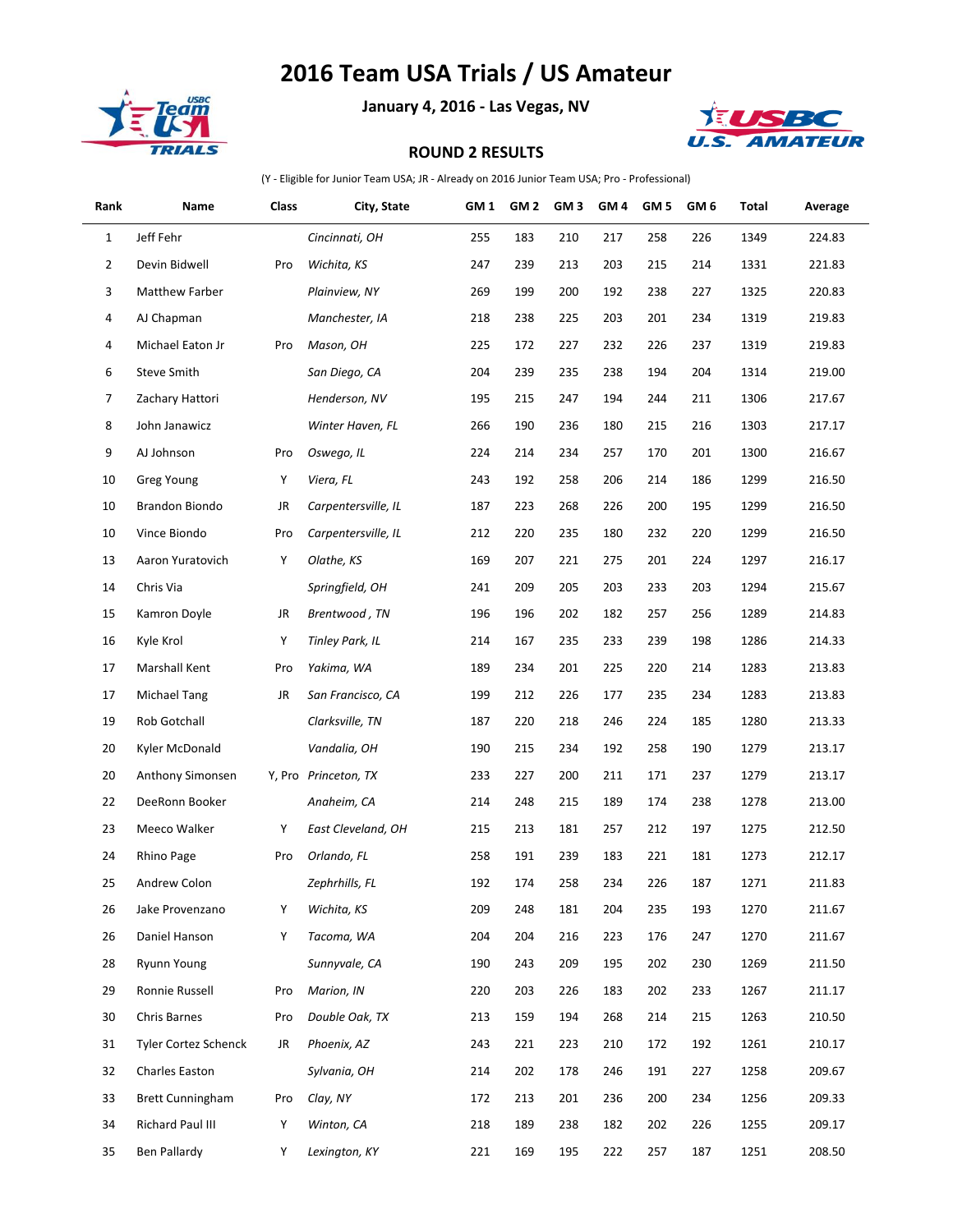# 2016 Team USA Trials / US Amateur

**January 4, 2016 - Las Vegas, NV**

**ROUND 2 RESULTS**

(Y - Eligible for Junior Team USA; JR - Already on 2016 Junior Team USA; Pro - Professional)

| Rank | Name | Class | City, State | GM 1 | GM 2 | GM 3 | GM 4 | GM 5 | GM 6 | Total | Average |
|---|---|---|---|---|---|---|---|---|---|---|---|
| 1 | Jeff Fehr | | *Cincinnati, OH* | 255 | 183 | 210 | 217 | 258 | 226 | 1349 | 224.83 |
| 2 | Devin Bidwell | Pro | *Wichita, KS* | 247 | 239 | 213 | 203 | 215 | 214 | 1331 | 221.83 |
| 3 | Matthew Farber | | *Plainview, NY* | 269 | 199 | 200 | 192 | 238 | 227 | 1325 | 220.83 |
| 4 | AJ Chapman | | *Manchester, IA* | 218 | 238 | 225 | 203 | 201 | 234 | 1319 | 219.83 |
| 4 | Michael Eaton Jr | Pro | *Mason, OH* | 225 | 172 | 227 | 232 | 226 | 237 | 1319 | 219.83 |
| 6 | Steve Smith | | *San Diego, CA* | 204 | 239 | 235 | 238 | 194 | 204 | 1314 | 219.00 |
| 7 | Zachary Hattori | | *Henderson, NV* | 195 | 215 | 247 | 194 | 244 | 211 | 1306 | 217.67 |
| 8 | John Janawicz | | *Winter Haven, FL* | 266 | 190 | 236 | 180 | 215 | 216 | 1303 | 217.17 |
| 9 | AJ Johnson | Pro | *Oswego, IL* | 224 | 214 | 234 | 257 | 170 | 201 | 1300 | 216.67 |
| 10 | Greg Young | Y | *Viera, FL* | 243 | 192 | 258 | 206 | 214 | 186 | 1299 | 216.50 |
| 10 | Brandon Biondo | JR | *Carpentersville, IL* | 187 | 223 | 268 | 226 | 200 | 195 | 1299 | 216.50 |
| 10 | Vince Biondo | Pro | *Carpentersville, IL* | 212 | 220 | 235 | 180 | 232 | 220 | 1299 | 216.50 |
| 13 | Aaron Yuratovich | Y | *Olathe, KS* | 169 | 207 | 221 | 275 | 201 | 224 | 1297 | 216.17 |
| 14 | Chris Via | | *Springfield, OH* | 241 | 209 | 205 | 203 | 233 | 203 | 1294 | 215.67 |
| 15 | Kamron Doyle | JR | *Brentwood , TN* | 196 | 196 | 202 | 182 | 257 | 256 | 1289 | 214.83 |
| 16 | Kyle Krol | Y | *Tinley Park, IL* | 214 | 167 | 235 | 233 | 239 | 198 | 1286 | 214.33 |
| 17 | Marshall Kent | Pro | *Yakima, WA* | 189 | 234 | 201 | 225 | 220 | 214 | 1283 | 213.83 |
| 17 | Michael Tang | JR | *San Francisco, CA* | 199 | 212 | 226 | 177 | 235 | 234 | 1283 | 213.83 |
| 19 | Rob Gotchall | | *Clarksville, TN* | 187 | 220 | 218 | 246 | 224 | 185 | 1280 | 213.33 |
| 20 | Kyler McDonald | | *Vandalia, OH* | 190 | 215 | 234 | 192 | 258 | 190 | 1279 | 213.17 |
| 20 | Anthony Simonsen | Y, Pro | *Princeton, TX* | 233 | 227 | 200 | 211 | 171 | 237 | 1279 | 213.17 |
| 22 | DeeRonn Booker | | *Anaheim, CA* | 214 | 248 | 215 | 189 | 174 | 238 | 1278 | 213.00 |
| 23 | Meeco Walker | Y | *East Cleveland, OH* | 215 | 213 | 181 | 257 | 212 | 197 | 1275 | 212.50 |
| 24 | Rhino Page | Pro | *Orlando, FL* | 258 | 191 | 239 | 183 | 221 | 181 | 1273 | 212.17 |
| 25 | Andrew Colon | | *Zephrhills, FL* | 192 | 174 | 258 | 234 | 226 | 187 | 1271 | 211.83 |
| 26 | Jake Provenzano | Y | *Wichita, KS* | 209 | 248 | 181 | 204 | 235 | 193 | 1270 | 211.67 |
| 26 | Daniel Hanson | Y | *Tacoma, WA* | 204 | 204 | 216 | 223 | 176 | 247 | 1270 | 211.67 |
| 28 | Ryunn Young | | *Sunnyvale, CA* | 190 | 243 | 209 | 195 | 202 | 230 | 1269 | 211.50 |
| 29 | Ronnie Russell | Pro | *Marion, IN* | 220 | 203 | 226 | 183 | 202 | 233 | 1267 | 211.17 |
| 30 | Chris Barnes | Pro | *Double Oak, TX* | 213 | 159 | 194 | 268 | 214 | 215 | 1263 | 210.50 |
| 31 | Tyler Cortez Schenck | JR | *Phoenix, AZ* | 243 | 221 | 223 | 210 | 172 | 192 | 1261 | 210.17 |
| 32 | Charles Easton | | *Sylvania, OH* | 214 | 202 | 178 | 246 | 191 | 227 | 1258 | 209.67 |
| 33 | Brett Cunningham | Pro | *Clay, NY* | 172 | 213 | 201 | 236 | 200 | 234 | 1256 | 209.33 |
| 34 | Richard Paul III | Y | *Winton, CA* | 218 | 189 | 238 | 182 | 202 | 226 | 1255 | 209.17 |
| 35 | Ben Pallardy | Y | *Lexington, KY* | 221 | 169 | 195 | 222 | 257 | 187 | 1251 | 208.50 |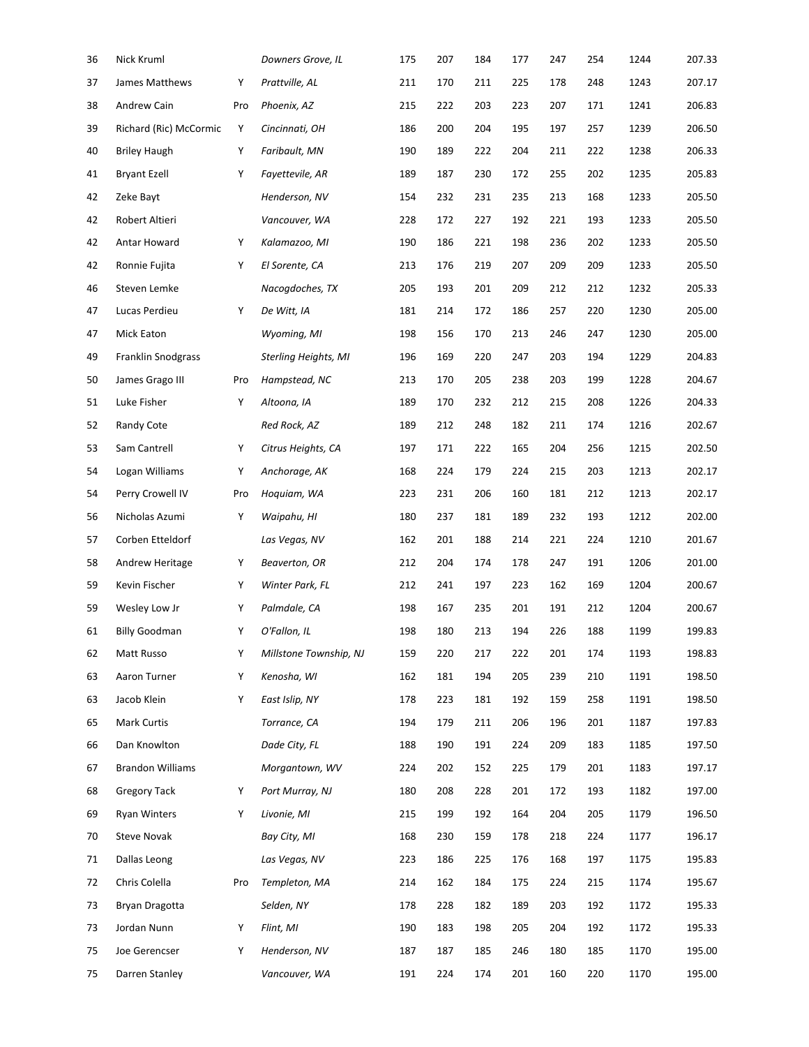| | | | | | | | | | | | |
|---|---|---|---|---|---|---|---|---|---|---|---|
| 36 | Nick Kruml | | *Downers Grove, IL* | 175 | 207 | 184 | 177 | 247 | 254 | 1244 | 207.33 |
| 37 | James Matthews | Y | *Prattville, AL* | 211 | 170 | 211 | 225 | 178 | 248 | 1243 | 207.17 |
| 38 | Andrew Cain | Pro | *Phoenix, AZ* | 215 | 222 | 203 | 223 | 207 | 171 | 1241 | 206.83 |
| 39 | Richard (Ric) McCormic | Y | *Cincinnati, OH* | 186 | 200 | 204 | 195 | 197 | 257 | 1239 | 206.50 |
| 40 | Briley Haugh | Y | *Faribault, MN* | 190 | 189 | 222 | 204 | 211 | 222 | 1238 | 206.33 |
| 41 | Bryant Ezell | Y | *Fayettevile, AR* | 189 | 187 | 230 | 172 | 255 | 202 | 1235 | 205.83 |
| 42 | Zeke Bayt | | *Henderson, NV* | 154 | 232 | 231 | 235 | 213 | 168 | 1233 | 205.50 |
| 42 | Robert Altieri | | *Vancouver, WA* | 228 | 172 | 227 | 192 | 221 | 193 | 1233 | 205.50 |
| 42 | Antar Howard | Y | *Kalamazoo, MI* | 190 | 186 | 221 | 198 | 236 | 202 | 1233 | 205.50 |
| 42 | Ronnie Fujita | Y | *El Sorente, CA* | 213 | 176 | 219 | 207 | 209 | 209 | 1233 | 205.50 |
| 46 | Steven Lemke | | *Nacogdoches, TX* | 205 | 193 | 201 | 209 | 212 | 212 | 1232 | 205.33 |
| 47 | Lucas Perdieu | Y | *De Witt, IA* | 181 | 214 | 172 | 186 | 257 | 220 | 1230 | 205.00 |
| 47 | Mick Eaton | | *Wyoming, MI* | 198 | 156 | 170 | 213 | 246 | 247 | 1230 | 205.00 |
| 49 | Franklin Snodgrass | | *Sterling Heights, MI* | 196 | 169 | 220 | 247 | 203 | 194 | 1229 | 204.83 |
| 50 | James Grago III | Pro | *Hampstead, NC* | 213 | 170 | 205 | 238 | 203 | 199 | 1228 | 204.67 |
| 51 | Luke Fisher | Y | *Altoona, IA* | 189 | 170 | 232 | 212 | 215 | 208 | 1226 | 204.33 |
| 52 | Randy Cote | | *Red Rock, AZ* | 189 | 212 | 248 | 182 | 211 | 174 | 1216 | 202.67 |
| 53 | Sam Cantrell | Y | *Citrus Heights, CA* | 197 | 171 | 222 | 165 | 204 | 256 | 1215 | 202.50 |
| 54 | Logan Williams | Y | *Anchorage, AK* | 168 | 224 | 179 | 224 | 215 | 203 | 1213 | 202.17 |
| 54 | Perry Crowell IV | Pro | *Hoquiam, WA* | 223 | 231 | 206 | 160 | 181 | 212 | 1213 | 202.17 |
| 56 | Nicholas Azumi | Y | *Waipahu, HI* | 180 | 237 | 181 | 189 | 232 | 193 | 1212 | 202.00 |
| 57 | Corben Etteldorf | | *Las Vegas, NV* | 162 | 201 | 188 | 214 | 221 | 224 | 1210 | 201.67 |
| 58 | Andrew Heritage | Y | *Beaverton, OR* | 212 | 204 | 174 | 178 | 247 | 191 | 1206 | 201.00 |
| 59 | Kevin Fischer | Y | *Winter Park, FL* | 212 | 241 | 197 | 223 | 162 | 169 | 1204 | 200.67 |
| 59 | Wesley Low Jr | Y | *Palmdale, CA* | 198 | 167 | 235 | 201 | 191 | 212 | 1204 | 200.67 |
| 61 | Billy Goodman | Y | *O'Fallon, IL* | 198 | 180 | 213 | 194 | 226 | 188 | 1199 | 199.83 |
| 62 | Matt Russo | Y | *Millstone Township, NJ* | 159 | 220 | 217 | 222 | 201 | 174 | 1193 | 198.83 |
| 63 | Aaron Turner | Y | *Kenosha, WI* | 162 | 181 | 194 | 205 | 239 | 210 | 1191 | 198.50 |
| 63 | Jacob Klein | Y | *East Islip, NY* | 178 | 223 | 181 | 192 | 159 | 258 | 1191 | 198.50 |
| 65 | Mark Curtis | | *Torrance, CA* | 194 | 179 | 211 | 206 | 196 | 201 | 1187 | 197.83 |
| 66 | Dan Knowlton | | *Dade City, FL* | 188 | 190 | 191 | 224 | 209 | 183 | 1185 | 197.50 |
| 67 | Brandon Williams | | *Morgantown, WV* | 224 | 202 | 152 | 225 | 179 | 201 | 1183 | 197.17 |
| 68 | Gregory Tack | Y | *Port Murray, NJ* | 180 | 208 | 228 | 201 | 172 | 193 | 1182 | 197.00 |
| 69 | Ryan Winters | Y | *Livonie, MI* | 215 | 199 | 192 | 164 | 204 | 205 | 1179 | 196.50 |
| 70 | Steve Novak | | *Bay City, MI* | 168 | 230 | 159 | 178 | 218 | 224 | 1177 | 196.17 |
| 71 | Dallas Leong | | *Las Vegas, NV* | 223 | 186 | 225 | 176 | 168 | 197 | 1175 | 195.83 |
| 72 | Chris Colella | Pro | *Templeton, MA* | 214 | 162 | 184 | 175 | 224 | 215 | 1174 | 195.67 |
| 73 | Bryan Dragotta | | *Selden, NY* | 178 | 228 | 182 | 189 | 203 | 192 | 1172 | 195.33 |
| 73 | Jordan Nunn | Y | *Flint, MI* | 190 | 183 | 198 | 205 | 204 | 192 | 1172 | 195.33 |
| 75 | Joe Gerencser | Y | *Henderson, NV* | 187 | 187 | 185 | 246 | 180 | 185 | 1170 | 195.00 |
| 75 | Darren Stanley | | *Vancouver, WA* | 191 | 224 | 174 | 201 | 160 | 220 | 1170 | 195.00 |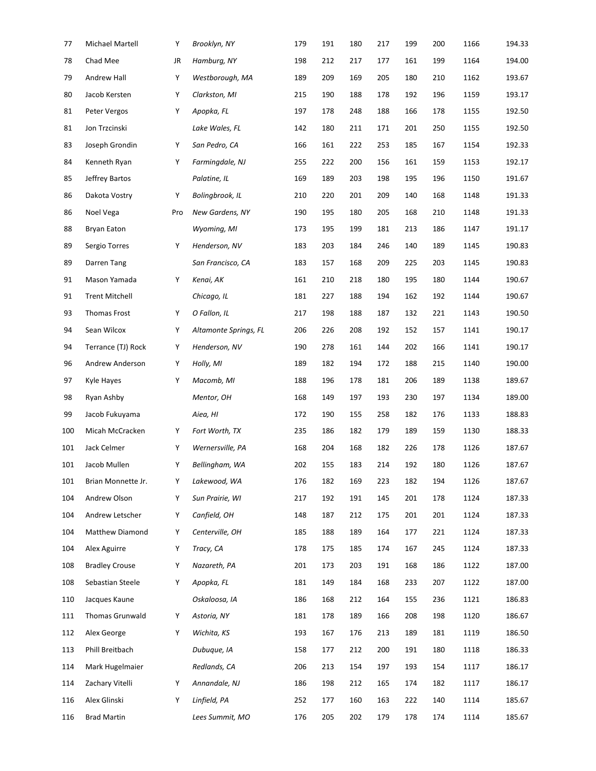| | | | | | | | | | | | |
|---|---|---|---|---|---|---|---|---|---|---|---|
| 77 | Michael Martell | Y | *Brooklyn, NY* | 179 | 191 | 180 | 217 | 199 | 200 | 1166 | 194.33 |
| 78 | Chad Mee | JR | *Hamburg, NY* | 198 | 212 | 217 | 177 | 161 | 199 | 1164 | 194.00 |
| 79 | Andrew Hall | Y | *Westborough, MA* | 189 | 209 | 169 | 205 | 180 | 210 | 1162 | 193.67 |
| 80 | Jacob Kersten | Y | *Clarkston, MI* | 215 | 190 | 188 | 178 | 192 | 196 | 1159 | 193.17 |
| 81 | Peter Vergos | Y | *Apopka, FL* | 197 | 178 | 248 | 188 | 166 | 178 | 1155 | 192.50 |
| 81 | Jon Trzcinski | | *Lake Wales, FL* | 142 | 180 | 211 | 171 | 201 | 250 | 1155 | 192.50 |
| 83 | Joseph Grondin | Y | *San Pedro, CA* | 166 | 161 | 222 | 253 | 185 | 167 | 1154 | 192.33 |
| 84 | Kenneth Ryan | Y | *Farmingdale, NJ* | 255 | 222 | 200 | 156 | 161 | 159 | 1153 | 192.17 |
| 85 | Jeffrey Bartos | | *Palatine, IL* | 169 | 189 | 203 | 198 | 195 | 196 | 1150 | 191.67 |
| 86 | Dakota Vostry | Y | *Bolingbrook, IL* | 210 | 220 | 201 | 209 | 140 | 168 | 1148 | 191.33 |
| 86 | Noel Vega | Pro | *New Gardens, NY* | 190 | 195 | 180 | 205 | 168 | 210 | 1148 | 191.33 |
| 88 | Bryan Eaton | | *Wyoming, MI* | 173 | 195 | 199 | 181 | 213 | 186 | 1147 | 191.17 |
| 89 | Sergio Torres | Y | *Henderson, NV* | 183 | 203 | 184 | 246 | 140 | 189 | 1145 | 190.83 |
| 89 | Darren Tang | | *San Francisco, CA* | 183 | 157 | 168 | 209 | 225 | 203 | 1145 | 190.83 |
| 91 | Mason Yamada | Y | *Kenai, AK* | 161 | 210 | 218 | 180 | 195 | 180 | 1144 | 190.67 |
| 91 | Trent Mitchell | | *Chicago, IL* | 181 | 227 | 188 | 194 | 162 | 192 | 1144 | 190.67 |
| 93 | Thomas Frost | Y | *O Fallon, IL* | 217 | 198 | 188 | 187 | 132 | 221 | 1143 | 190.50 |
| 94 | Sean Wilcox | Y | *Altamonte Springs, FL* | 206 | 226 | 208 | 192 | 152 | 157 | 1141 | 190.17 |
| 94 | Terrance (TJ) Rock | Y | *Henderson, NV* | 190 | 278 | 161 | 144 | 202 | 166 | 1141 | 190.17 |
| 96 | Andrew Anderson | Y | *Holly, MI* | 189 | 182 | 194 | 172 | 188 | 215 | 1140 | 190.00 |
| 97 | Kyle Hayes | Y | *Macomb, MI* | 188 | 196 | 178 | 181 | 206 | 189 | 1138 | 189.67 |
| 98 | Ryan Ashby | | *Mentor, OH* | 168 | 149 | 197 | 193 | 230 | 197 | 1134 | 189.00 |
| 99 | Jacob Fukuyama | | *Aiea, HI* | 172 | 190 | 155 | 258 | 182 | 176 | 1133 | 188.83 |
| 100 | Micah McCracken | Y | *Fort Worth, TX* | 235 | 186 | 182 | 179 | 189 | 159 | 1130 | 188.33 |
| 101 | Jack Celmer | Y | *Wernersville, PA* | 168 | 204 | 168 | 182 | 226 | 178 | 1126 | 187.67 |
| 101 | Jacob Mullen | Y | *Bellingham, WA* | 202 | 155 | 183 | 214 | 192 | 180 | 1126 | 187.67 |
| 101 | Brian Monnette Jr. | Y | *Lakewood, WA* | 176 | 182 | 169 | 223 | 182 | 194 | 1126 | 187.67 |
| 104 | Andrew Olson | Y | *Sun Prairie, WI* | 217 | 192 | 191 | 145 | 201 | 178 | 1124 | 187.33 |
| 104 | Andrew Letscher | Y | *Canfield, OH* | 148 | 187 | 212 | 175 | 201 | 201 | 1124 | 187.33 |
| 104 | Matthew Diamond | Y | *Centerville, OH* | 185 | 188 | 189 | 164 | 177 | 221 | 1124 | 187.33 |
| 104 | Alex Aguirre | Y | *Tracy, CA* | 178 | 175 | 185 | 174 | 167 | 245 | 1124 | 187.33 |
| 108 | Bradley Crouse | Y | *Nazareth, PA* | 201 | 173 | 203 | 191 | 168 | 186 | 1122 | 187.00 |
| 108 | Sebastian Steele | Y | *Apopka, FL* | 181 | 149 | 184 | 168 | 233 | 207 | 1122 | 187.00 |
| 110 | Jacques Kaune | | *Oskaloosa, IA* | 186 | 168 | 212 | 164 | 155 | 236 | 1121 | 186.83 |
| 111 | Thomas Grunwald | Y | *Astoria, NY* | 181 | 178 | 189 | 166 | 208 | 198 | 1120 | 186.67 |
| 112 | Alex George | Y | *Wichita, KS* | 193 | 167 | 176 | 213 | 189 | 181 | 1119 | 186.50 |
| 113 | Phill Breitbach | | *Dubuque, IA* | 158 | 177 | 212 | 200 | 191 | 180 | 1118 | 186.33 |
| 114 | Mark Hugelmaier | | *Redlands, CA* | 206 | 213 | 154 | 197 | 193 | 154 | 1117 | 186.17 |
| 114 | Zachary Vitelli | Y | *Annandale, NJ* | 186 | 198 | 212 | 165 | 174 | 182 | 1117 | 186.17 |
| 116 | Alex Glinski | Y | *Linfield, PA* | 252 | 177 | 160 | 163 | 222 | 140 | 1114 | 185.67 |
| 116 | Brad Martin | | *Lees Summit, MO* | 176 | 205 | 202 | 179 | 178 | 174 | 1114 | 185.67 |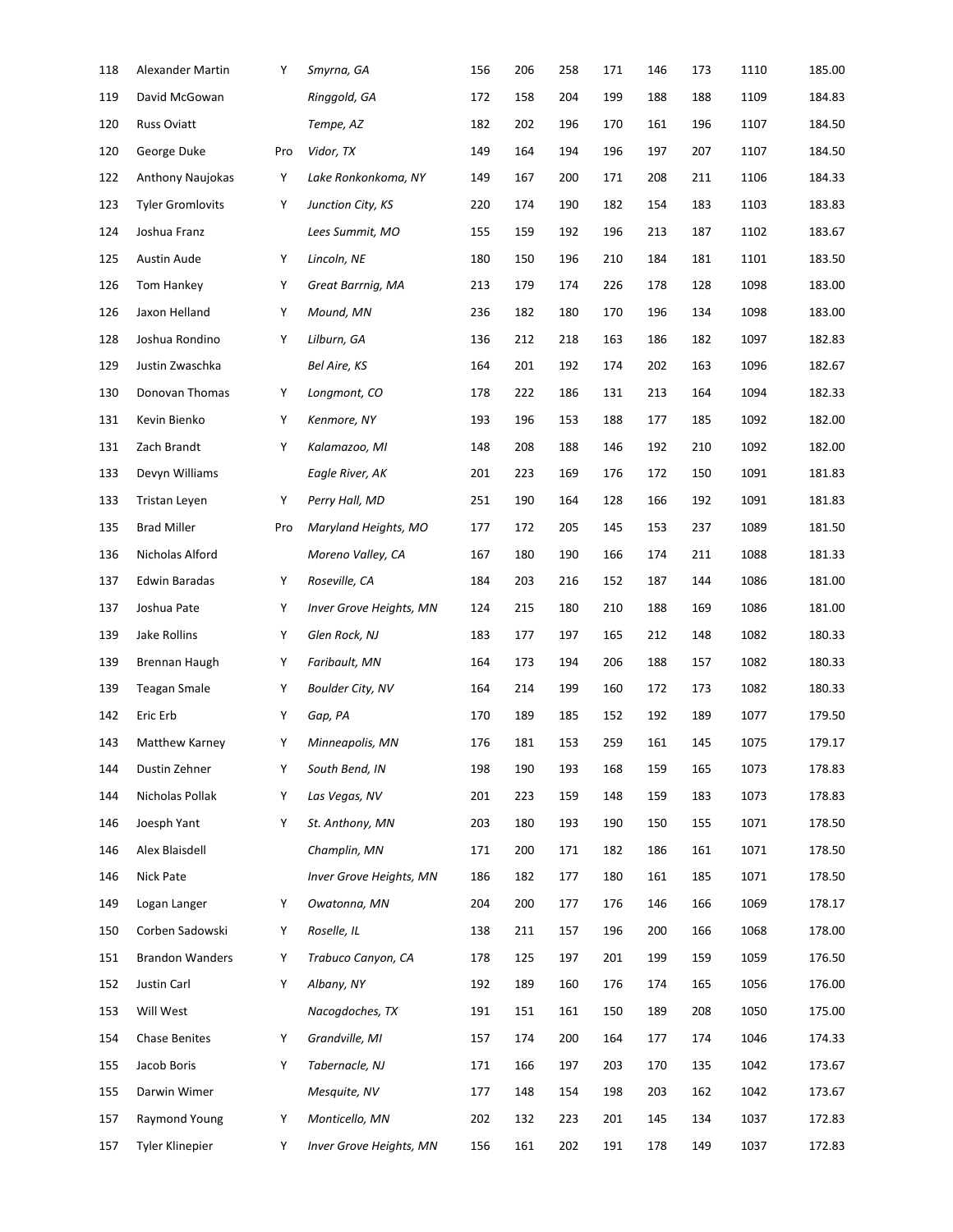| | | | | | | | | | | | |
|---|---|---|---|---|---|---|---|---|---|---|---|
| 118 | Alexander Martin | Y | *Smyrna, GA* | 156 | 206 | 258 | 171 | 146 | 173 | 1110 | 185.00 |
| 119 | David McGowan | | *Ringgold, GA* | 172 | 158 | 204 | 199 | 188 | 188 | 1109 | 184.83 |
| 120 | Russ Oviatt | | *Tempe, AZ* | 182 | 202 | 196 | 170 | 161 | 196 | 1107 | 184.50 |
| 120 | George Duke | Pro | *Vidor, TX* | 149 | 164 | 194 | 196 | 197 | 207 | 1107 | 184.50 |
| 122 | Anthony Naujokas | Y | *Lake Ronkonkoma, NY* | 149 | 167 | 200 | 171 | 208 | 211 | 1106 | 184.33 |
| 123 | Tyler Gromlovits | Y | *Junction City, KS* | 220 | 174 | 190 | 182 | 154 | 183 | 1103 | 183.83 |
| 124 | Joshua Franz | | *Lees Summit, MO* | 155 | 159 | 192 | 196 | 213 | 187 | 1102 | 183.67 |
| 125 | Austin Aude | Y | *Lincoln, NE* | 180 | 150 | 196 | 210 | 184 | 181 | 1101 | 183.50 |
| 126 | Tom Hankey | Y | *Great Barrnig, MA* | 213 | 179 | 174 | 226 | 178 | 128 | 1098 | 183.00 |
| 126 | Jaxon Helland | Y | *Mound, MN* | 236 | 182 | 180 | 170 | 196 | 134 | 1098 | 183.00 |
| 128 | Joshua Rondino | Y | *Lilburn, GA* | 136 | 212 | 218 | 163 | 186 | 182 | 1097 | 182.83 |
| 129 | Justin Zwaschka | | *Bel Aire, KS* | 164 | 201 | 192 | 174 | 202 | 163 | 1096 | 182.67 |
| 130 | Donovan Thomas | Y | *Longmont, CO* | 178 | 222 | 186 | 131 | 213 | 164 | 1094 | 182.33 |
| 131 | Kevin Bienko | Y | *Kenmore, NY* | 193 | 196 | 153 | 188 | 177 | 185 | 1092 | 182.00 |
| 131 | Zach Brandt | Y | *Kalamazoo, MI* | 148 | 208 | 188 | 146 | 192 | 210 | 1092 | 182.00 |
| 133 | Devyn Williams | | *Eagle River, AK* | 201 | 223 | 169 | 176 | 172 | 150 | 1091 | 181.83 |
| 133 | Tristan Leyen | Y | *Perry Hall, MD* | 251 | 190 | 164 | 128 | 166 | 192 | 1091 | 181.83 |
| 135 | Brad Miller | Pro | *Maryland Heights, MO* | 177 | 172 | 205 | 145 | 153 | 237 | 1089 | 181.50 |
| 136 | Nicholas Alford | | *Moreno Valley, CA* | 167 | 180 | 190 | 166 | 174 | 211 | 1088 | 181.33 |
| 137 | Edwin Baradas | Y | *Roseville, CA* | 184 | 203 | 216 | 152 | 187 | 144 | 1086 | 181.00 |
| 137 | Joshua Pate | Y | *Inver Grove Heights, MN* | 124 | 215 | 180 | 210 | 188 | 169 | 1086 | 181.00 |
| 139 | Jake Rollins | Y | *Glen Rock, NJ* | 183 | 177 | 197 | 165 | 212 | 148 | 1082 | 180.33 |
| 139 | Brennan Haugh | Y | *Faribault, MN* | 164 | 173 | 194 | 206 | 188 | 157 | 1082 | 180.33 |
| 139 | Teagan Smale | Y | *Boulder City, NV* | 164 | 214 | 199 | 160 | 172 | 173 | 1082 | 180.33 |
| 142 | Eric Erb | Y | *Gap, PA* | 170 | 189 | 185 | 152 | 192 | 189 | 1077 | 179.50 |
| 143 | Matthew Karney | Y | *Minneapolis, MN* | 176 | 181 | 153 | 259 | 161 | 145 | 1075 | 179.17 |
| 144 | Dustin Zehner | Y | *South Bend, IN* | 198 | 190 | 193 | 168 | 159 | 165 | 1073 | 178.83 |
| 144 | Nicholas Pollak | Y | *Las Vegas, NV* | 201 | 223 | 159 | 148 | 159 | 183 | 1073 | 178.83 |
| 146 | Joesph Yant | Y | *St. Anthony, MN* | 203 | 180 | 193 | 190 | 150 | 155 | 1071 | 178.50 |
| 146 | Alex Blaisdell | | *Champlin, MN* | 171 | 200 | 171 | 182 | 186 | 161 | 1071 | 178.50 |
| 146 | Nick Pate | | *Inver Grove Heights, MN* | 186 | 182 | 177 | 180 | 161 | 185 | 1071 | 178.50 |
| 149 | Logan Langer | Y | *Owatonna, MN* | 204 | 200 | 177 | 176 | 146 | 166 | 1069 | 178.17 |
| 150 | Corben Sadowski | Y | *Roselle, IL* | 138 | 211 | 157 | 196 | 200 | 166 | 1068 | 178.00 |
| 151 | Brandon Wanders | Y | *Trabuco Canyon, CA* | 178 | 125 | 197 | 201 | 199 | 159 | 1059 | 176.50 |
| 152 | Justin Carl | Y | *Albany, NY* | 192 | 189 | 160 | 176 | 174 | 165 | 1056 | 176.00 |
| 153 | Will West | | *Nacogdoches, TX* | 191 | 151 | 161 | 150 | 189 | 208 | 1050 | 175.00 |
| 154 | Chase Benites | Y | *Grandville, MI* | 157 | 174 | 200 | 164 | 177 | 174 | 1046 | 174.33 |
| 155 | Jacob Boris | Y | *Tabernacle, NJ* | 171 | 166 | 197 | 203 | 170 | 135 | 1042 | 173.67 |
| 155 | Darwin Wimer | | *Mesquite, NV* | 177 | 148 | 154 | 198 | 203 | 162 | 1042 | 173.67 |
| 157 | Raymond Young | Y | *Monticello, MN* | 202 | 132 | 223 | 201 | 145 | 134 | 1037 | 172.83 |
| 157 | Tyler Klinepier | Y | *Inver Grove Heights, MN* | 156 | 161 | 202 | 191 | 178 | 149 | 1037 | 172.83 |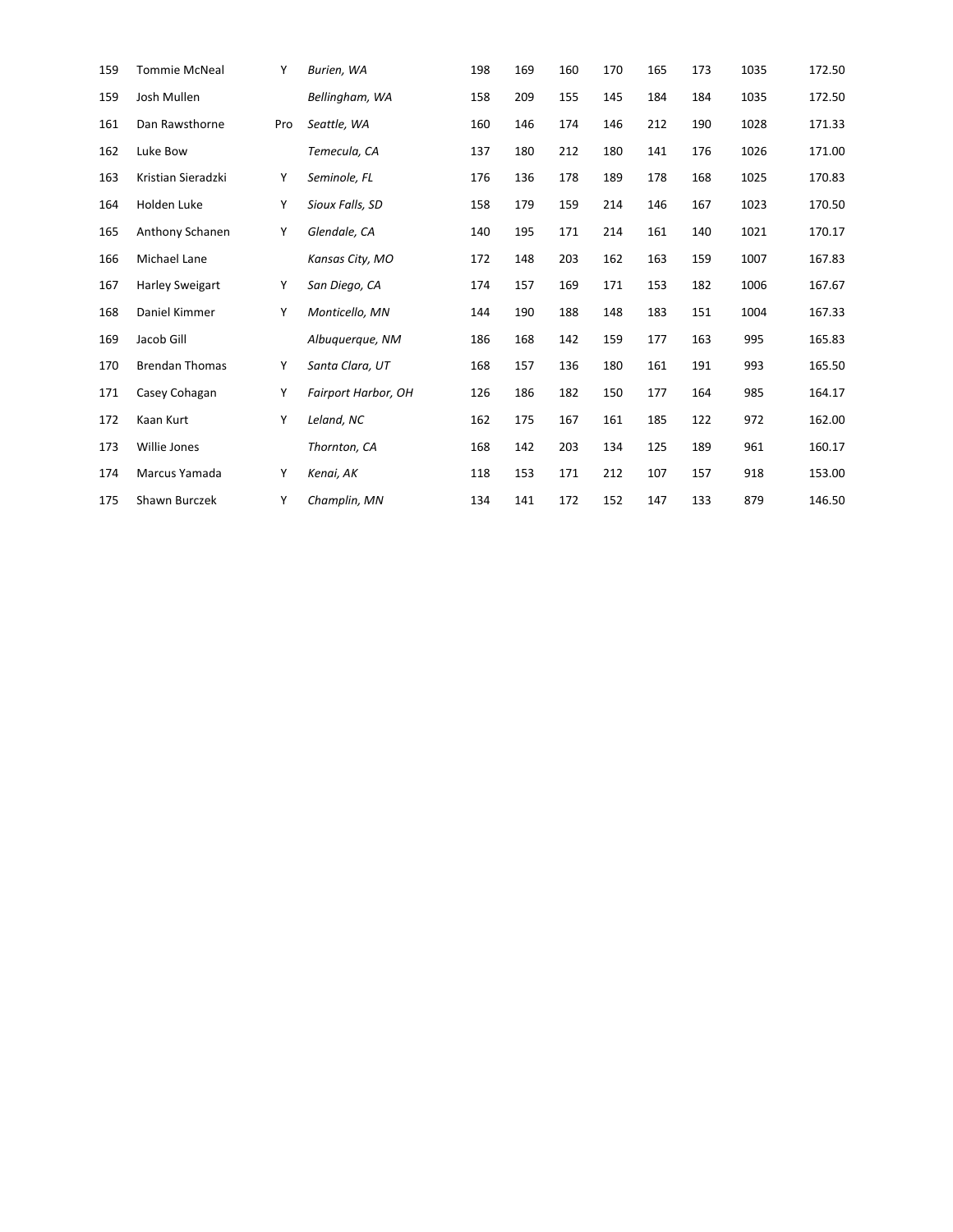| | | | | | | | | | | | |
|---|---|---|---|---|---|---|---|---|---|---|---|
| 159 | Tommie McNeal | Y | *Burien, WA* | 198 | 169 | 160 | 170 | 165 | 173 | 1035 | 172.50 |
| 159 | Josh Mullen | | *Bellingham, WA* | 158 | 209 | 155 | 145 | 184 | 184 | 1035 | 172.50 |
| 161 | Dan Rawsthorne | Pro | *Seattle, WA* | 160 | 146 | 174 | 146 | 212 | 190 | 1028 | 171.33 |
| 162 | Luke Bow | | *Temecula, CA* | 137 | 180 | 212 | 180 | 141 | 176 | 1026 | 171.00 |
| 163 | Kristian Sieradzki | Y | *Seminole, FL* | 176 | 136 | 178 | 189 | 178 | 168 | 1025 | 170.83 |
| 164 | Holden Luke | Y | *Sioux Falls, SD* | 158 | 179 | 159 | 214 | 146 | 167 | 1023 | 170.50 |
| 165 | Anthony Schanen | Y | *Glendale, CA* | 140 | 195 | 171 | 214 | 161 | 140 | 1021 | 170.17 |
| 166 | Michael Lane | | *Kansas City, MO* | 172 | 148 | 203 | 162 | 163 | 159 | 1007 | 167.83 |
| 167 | Harley Sweigart | Y | *San Diego, CA* | 174 | 157 | 169 | 171 | 153 | 182 | 1006 | 167.67 |
| 168 | Daniel Kimmer | Y | *Monticello, MN* | 144 | 190 | 188 | 148 | 183 | 151 | 1004 | 167.33 |
| 169 | Jacob Gill | | *Albuquerque, NM* | 186 | 168 | 142 | 159 | 177 | 163 | 995 | 165.83 |
| 170 | Brendan Thomas | Y | *Santa Clara, UT* | 168 | 157 | 136 | 180 | 161 | 191 | 993 | 165.50 |
| 171 | Casey Cohagan | Y | *Fairport Harbor, OH* | 126 | 186 | 182 | 150 | 177 | 164 | 985 | 164.17 |
| 172 | Kaan Kurt | Y | *Leland, NC* | 162 | 175 | 167 | 161 | 185 | 122 | 972 | 162.00 |
| 173 | Willie Jones | | *Thornton, CA* | 168 | 142 | 203 | 134 | 125 | 189 | 961 | 160.17 |
| 174 | Marcus Yamada | Y | *Kenai, AK* | 118 | 153 | 171 | 212 | 107 | 157 | 918 | 153.00 |
| 175 | Shawn Burczek | Y | *Champlin, MN* | 134 | 141 | 172 | 152 | 147 | 133 | 879 | 146.50 |